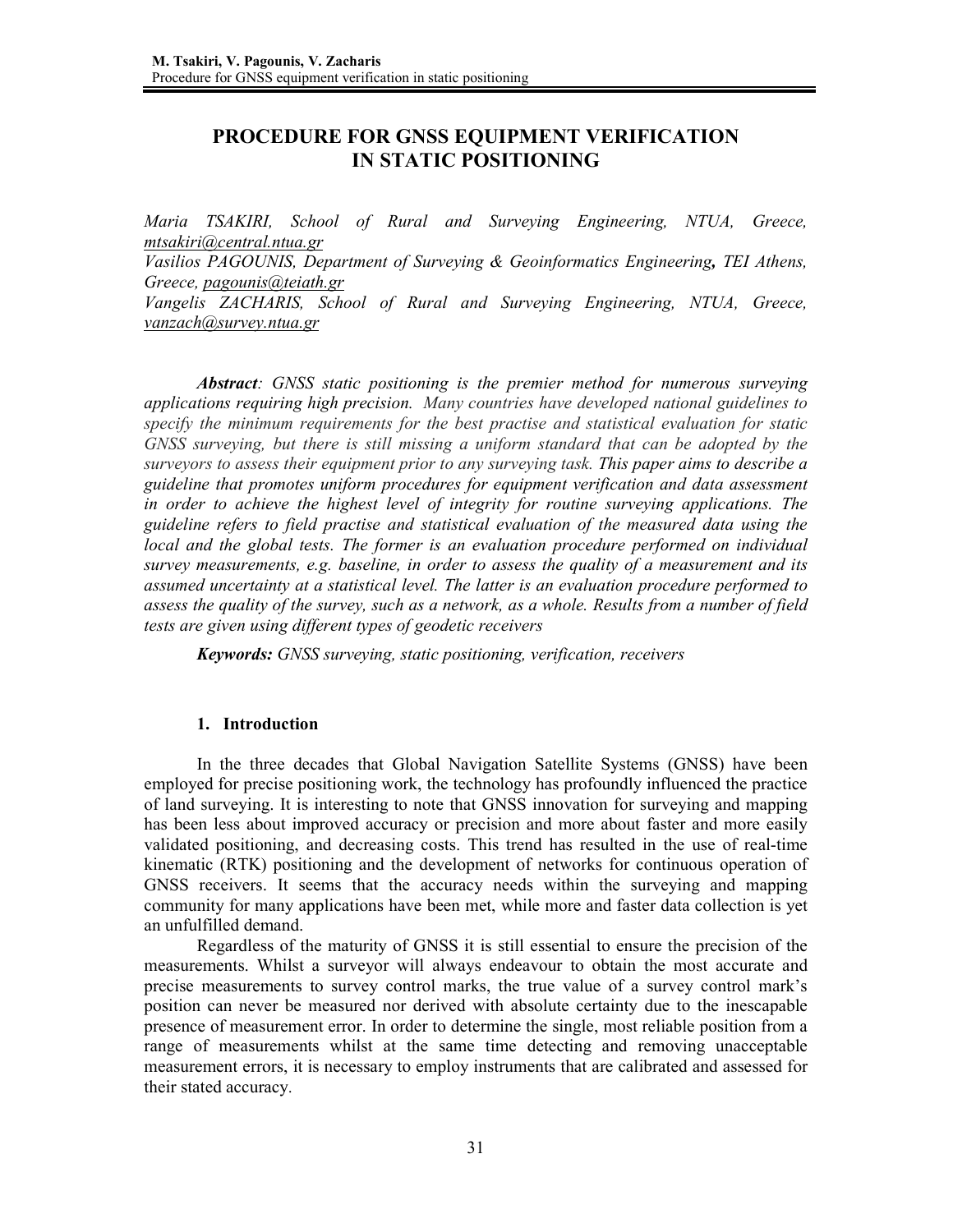# PROCEDURE FOR GNSS EQUIPMENT VERIFICATION IN STATIC POSITIONING

*Maria TSAKIRI, School of Rural and Surveying Engineering, NTUA, Greece, mtsakiri@central.ntua.gr*
*Vasilios PAGOUNIS, Department of Surveying & Geoinformatics Engineering, TEI Athens, Greece, pagounis@teiath.gr*
*Vangelis ZACHARIS, School of Rural and Surveying Engineering, NTUA, Greece, vanzach@survey.ntua.gr*

***Abstract**: GNSS static positioning is the premier method for numerous surveying applications requiring high precision. Many countries have developed national guidelines to specify the minimum requirements for the best practise and statistical evaluation for static GNSS surveying, but there is still missing a uniform standard that can be adopted by the surveyors to assess their equipment prior to any surveying task. This paper aims to describe a guideline that promotes uniform procedures for equipment verification and data assessment in order to achieve the highest level of integrity for routine surveying applications. The guideline refers to field practise and statistical evaluation of the measured data using the local and the global tests. The former is an evaluation procedure performed on individual survey measurements, e.g. baseline, in order to assess the quality of a measurement and its assumed uncertainty at a statistical level. The latter is an evaluation procedure performed to assess the quality of the survey, such as a network, as a whole. Results from a number of field tests are given using different types of geodetic receivers*

***Keywords:** GNSS surveying, static positioning, verification, receivers*

## 1. Introduction

In the three decades that Global Navigation Satellite Systems (GNSS) have been employed for precise positioning work, the technology has profoundly influenced the practice of land surveying. It is interesting to note that GNSS innovation for surveying and mapping has been less about improved accuracy or precision and more about faster and more easily validated positioning, and decreasing costs. This trend has resulted in the use of real-time kinematic (RTK) positioning and the development of networks for continuous operation of GNSS receivers. It seems that the accuracy needs within the surveying and mapping community for many applications have been met, while more and faster data collection is yet an unfulfilled demand.

Regardless of the maturity of GNSS it is still essential to ensure the precision of the measurements. Whilst a surveyor will always endeavour to obtain the most accurate and precise measurements to survey control marks, the true value of a survey control mark's position can never be measured nor derived with absolute certainty due to the inescapable presence of measurement error. In order to determine the single, most reliable position from a range of measurements whilst at the same time detecting and removing unacceptable measurement errors, it is necessary to employ instruments that are calibrated and assessed for their stated accuracy.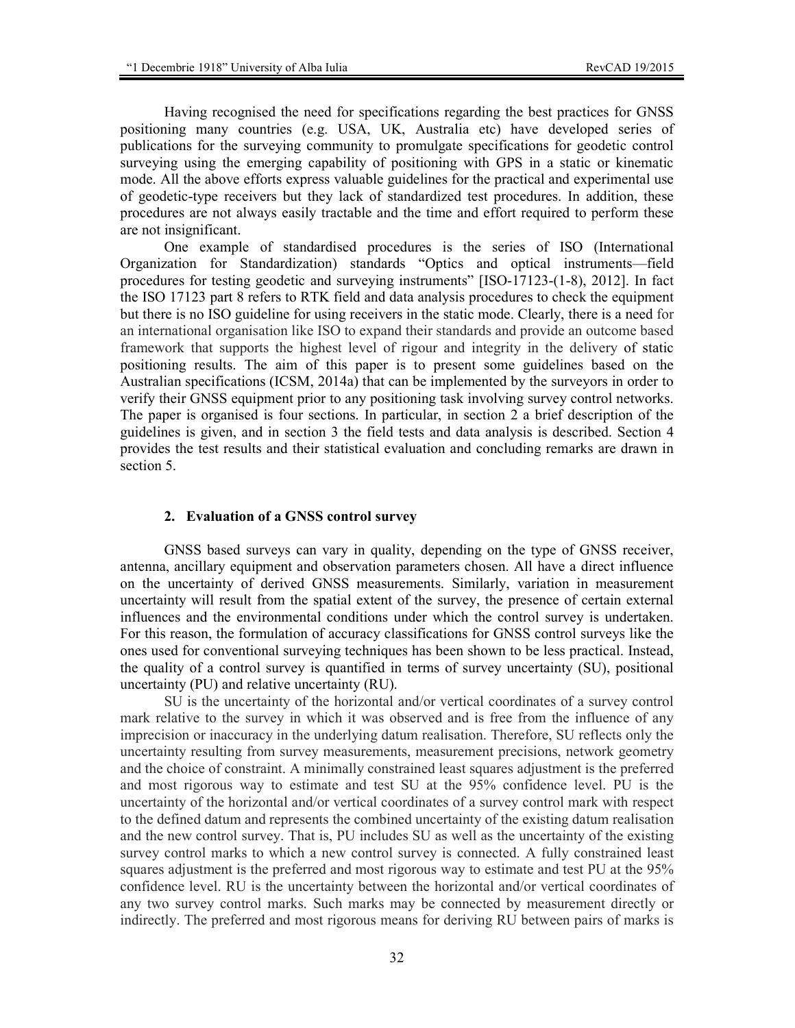Having recognised the need for specifications regarding the best practices for GNSS positioning many countries (e.g. USA, UK, Australia etc) have developed series of publications for the surveying community to promulgate specifications for geodetic control surveying using the emerging capability of positioning with GPS in a static or kinematic mode. All the above efforts express valuable guidelines for the practical and experimental use of geodetic-type receivers but they lack of standardized test procedures. In addition, these procedures are not always easily tractable and the time and effort required to perform these are not insignificant.

One example of standardised procedures is the series of ISO (International Organization for Standardization) standards "Optics and optical instruments—field procedures for testing geodetic and surveying instruments" [ISO-17123-(1-8), 2012]. In fact the ISO 17123 part 8 refers to RTK field and data analysis procedures to check the equipment but there is no ISO guideline for using receivers in the static mode. Clearly, there is a need for an international organisation like ISO to expand their standards and provide an outcome based framework that supports the highest level of rigour and integrity in the delivery of static positioning results. The aim of this paper is to present some guidelines based on the Australian specifications (ICSM, 2014a) that can be implemented by the surveyors in order to verify their GNSS equipment prior to any positioning task involving survey control networks. The paper is organised is four sections. In particular, in section 2 a brief description of the guidelines is given, and in section 3 the field tests and data analysis is described. Section 4 provides the test results and their statistical evaluation and concluding remarks are drawn in section 5.

## 2. Evaluation of a GNSS control survey

GNSS based surveys can vary in quality, depending on the type of GNSS receiver, antenna, ancillary equipment and observation parameters chosen. All have a direct influence on the uncertainty of derived GNSS measurements. Similarly, variation in measurement uncertainty will result from the spatial extent of the survey, the presence of certain external influences and the environmental conditions under which the control survey is undertaken. For this reason, the formulation of accuracy classifications for GNSS control surveys like the ones used for conventional surveying techniques has been shown to be less practical. Instead, the quality of a control survey is quantified in terms of survey uncertainty (SU), positional uncertainty (PU) and relative uncertainty (RU).

SU is the uncertainty of the horizontal and/or vertical coordinates of a survey control mark relative to the survey in which it was observed and is free from the influence of any imprecision or inaccuracy in the underlying datum realisation. Therefore, SU reflects only the uncertainty resulting from survey measurements, measurement precisions, network geometry and the choice of constraint. A minimally constrained least squares adjustment is the preferred and most rigorous way to estimate and test SU at the 95% confidence level. PU is the uncertainty of the horizontal and/or vertical coordinates of a survey control mark with respect to the defined datum and represents the combined uncertainty of the existing datum realisation and the new control survey. That is, PU includes SU as well as the uncertainty of the existing survey control marks to which a new control survey is connected. A fully constrained least squares adjustment is the preferred and most rigorous way to estimate and test PU at the 95% confidence level. RU is the uncertainty between the horizontal and/or vertical coordinates of any two survey control marks. Such marks may be connected by measurement directly or indirectly. The preferred and most rigorous means for deriving RU between pairs of marks is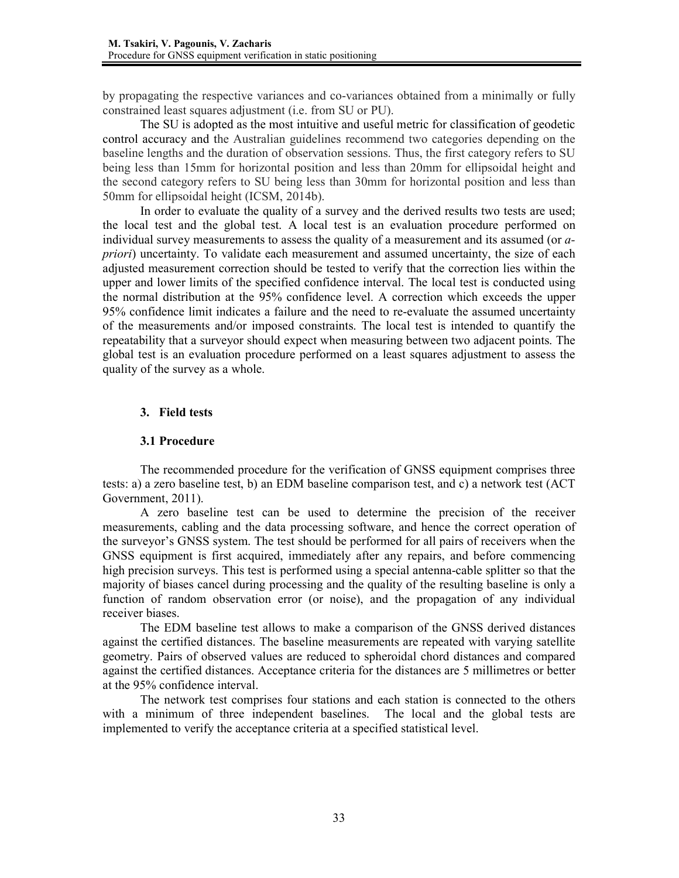by propagating the respective variances and co-variances obtained from a minimally or fully constrained least squares adjustment (i.e. from SU or PU).

The SU is adopted as the most intuitive and useful metric for classification of geodetic control accuracy and the Australian guidelines recommend two categories depending on the baseline lengths and the duration of observation sessions. Thus, the first category refers to SU being less than 15mm for horizontal position and less than 20mm for ellipsoidal height and the second category refers to SU being less than 30mm for horizontal position and less than 50mm for ellipsoidal height (ICSM, 2014b).

In order to evaluate the quality of a survey and the derived results two tests are used; the local test and the global test. A local test is an evaluation procedure performed on individual survey measurements to assess the quality of a measurement and its assumed (or *a-priori*) uncertainty. To validate each measurement and assumed uncertainty, the size of each adjusted measurement correction should be tested to verify that the correction lies within the upper and lower limits of the specified confidence interval. The local test is conducted using the normal distribution at the 95% confidence level. A correction which exceeds the upper 95% confidence limit indicates a failure and the need to re-evaluate the assumed uncertainty of the measurements and/or imposed constraints. The local test is intended to quantify the repeatability that a surveyor should expect when measuring between two adjacent points. The global test is an evaluation procedure performed on a least squares adjustment to assess the quality of the survey as a whole.

## 3. Field tests

### 3.1 Procedure

The recommended procedure for the verification of GNSS equipment comprises three tests: a) a zero baseline test, b) an EDM baseline comparison test, and c) a network test (ACT Government, 2011).

A zero baseline test can be used to determine the precision of the receiver measurements, cabling and the data processing software, and hence the correct operation of the surveyor's GNSS system. The test should be performed for all pairs of receivers when the GNSS equipment is first acquired, immediately after any repairs, and before commencing high precision surveys. This test is performed using a special antenna-cable splitter so that the majority of biases cancel during processing and the quality of the resulting baseline is only a function of random observation error (or noise), and the propagation of any individual receiver biases.

The EDM baseline test allows to make a comparison of the GNSS derived distances against the certified distances. The baseline measurements are repeated with varying satellite geometry. Pairs of observed values are reduced to spheroidal chord distances and compared against the certified distances. Acceptance criteria for the distances are 5 millimetres or better at the 95% confidence interval.

The network test comprises four stations and each station is connected to the others with a minimum of three independent baselines. The local and the global tests are implemented to verify the acceptance criteria at a specified statistical level.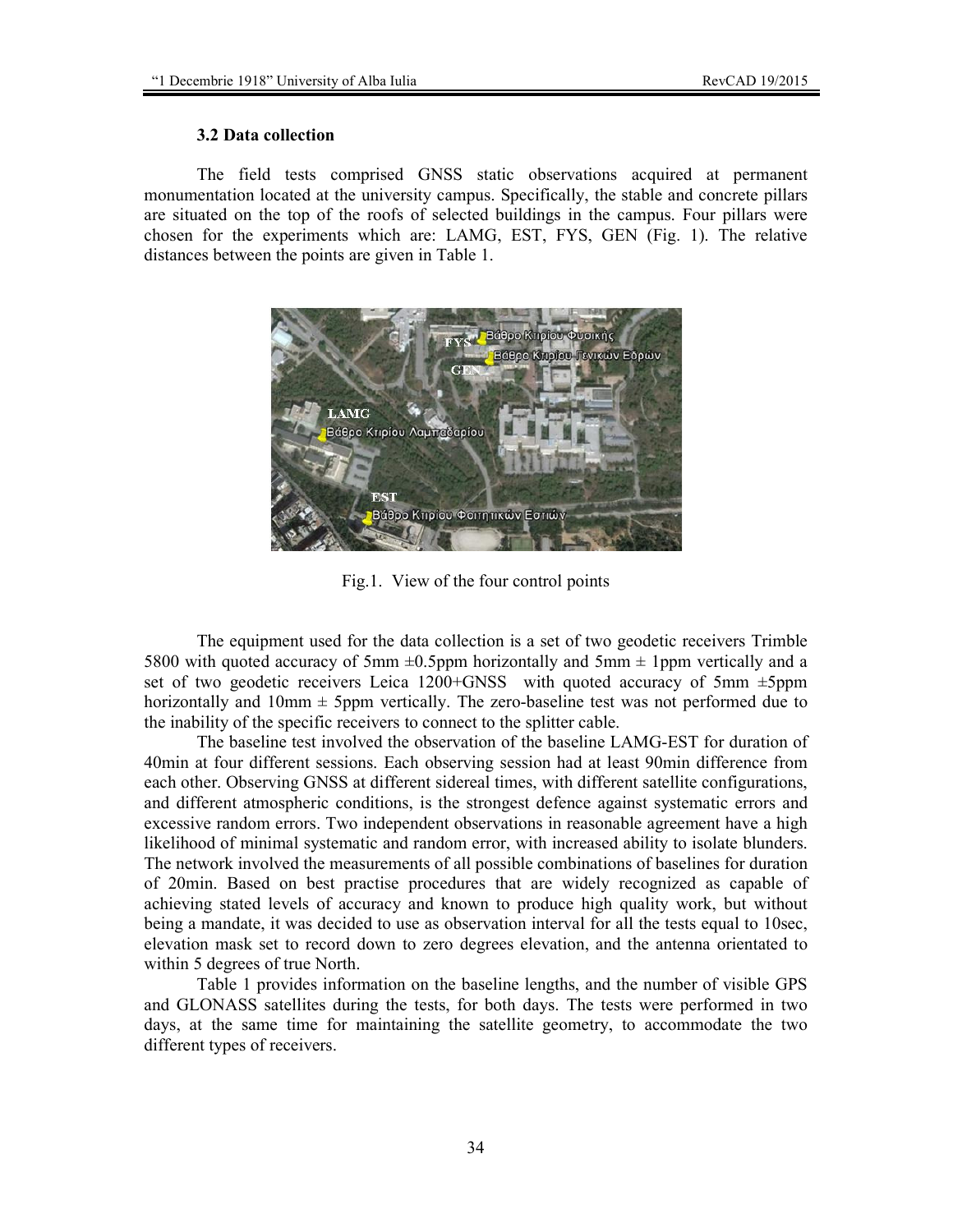### 3.2 Data collection

The field tests comprised GNSS static observations acquired at permanent monumentation located at the university campus. Specifically, the stable and concrete pillars are situated on the top of the roofs of selected buildings in the campus. Four pillars were chosen for the experiments which are: LAMG, EST, FYS, GEN (Fig. 1). The relative distances between the points are given in Table 1.

Fig.1. View of the four control points

The equipment used for the data collection is a set of two geodetic receivers Trimble 5800 with quoted accuracy of 5mm ±0.5ppm horizontally and 5mm ± 1ppm vertically and a set of two geodetic receivers Leica 1200+GNSS with quoted accuracy of 5mm ±5ppm horizontally and 10mm ± 5ppm vertically. The zero-baseline test was not performed due to the inability of the specific receivers to connect to the splitter cable.

The baseline test involved the observation of the baseline LAMG-EST for duration of 40min at four different sessions. Each observing session had at least 90min difference from each other. Observing GNSS at different sidereal times, with different satellite configurations, and different atmospheric conditions, is the strongest defence against systematic errors and excessive random errors. Two independent observations in reasonable agreement have a high likelihood of minimal systematic and random error, with increased ability to isolate blunders. The network involved the measurements of all possible combinations of baselines for duration of 20min. Based on best practise procedures that are widely recognized as capable of achieving stated levels of accuracy and known to produce high quality work, but without being a mandate, it was decided to use as observation interval for all the tests equal to 10sec, elevation mask set to record down to zero degrees elevation, and the antenna orientated to within 5 degrees of true North.

Table 1 provides information on the baseline lengths, and the number of visible GPS and GLONASS satellites during the tests, for both days. The tests were performed in two days, at the same time for maintaining the satellite geometry, to accommodate the two different types of receivers.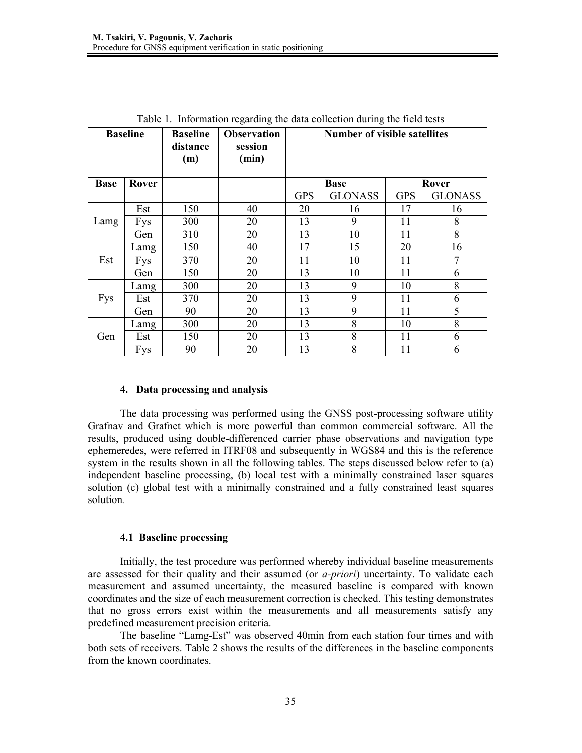Table 1. Information regarding the data collection during the field tests

| Baseline | | Baseline distance (m) | Observation session (min) | Number of visible satellites | | | |
|---|---|---|---|---|---|---|---|
| **Base** | **Rover** | | | **Base** | | **Rover** | |
| | | | | GPS | GLONASS | GPS | GLONASS |
| Lamg | Est | 150 | 40 | 20 | 16 | 17 | 16 |
| | Fys | 300 | 20 | 13 | 9 | 11 | 8 |
| | Gen | 310 | 20 | 13 | 10 | 11 | 8 |
| Est | Lamg | 150 | 40 | 17 | 15 | 20 | 16 |
| | Fys | 370 | 20 | 11 | 10 | 11 | 7 |
| | Gen | 150 | 20 | 13 | 10 | 11 | 6 |
| Fys | Lamg | 300 | 20 | 13 | 9 | 10 | 8 |
| | Est | 370 | 20 | 13 | 9 | 11 | 6 |
| | Gen | 90 | 20 | 13 | 9 | 11 | 5 |
| Gen | Lamg | 300 | 20 | 13 | 8 | 10 | 8 |
| | Est | 150 | 20 | 13 | 8 | 11 | 6 |
| | Fys | 90 | 20 | 13 | 8 | 11 | 6 |

## 4. Data processing and analysis

The data processing was performed using the GNSS post-processing software utility Grafnav and Grafnet which is more powerful than common commercial software. All the results, produced using double-differenced carrier phase observations and navigation type ephemeredes, were referred in ITRF08 and subsequently in WGS84 and this is the reference system in the results shown in all the following tables. The steps discussed below refer to (a) independent baseline processing, (b) local test with a minimally constrained laser squares solution (c) global test with a minimally constrained and a fully constrained least squares solution*.*

### 4.1 Baseline processing

Initially, the test procedure was performed whereby individual baseline measurements are assessed for their quality and their assumed (or *a-priori*) uncertainty. To validate each measurement and assumed uncertainty, the measured baseline is compared with known coordinates and the size of each measurement correction is checked. This testing demonstrates that no gross errors exist within the measurements and all measurements satisfy any predefined measurement precision criteria.

The baseline "Lamg-Est" was observed 40min from each station four times and with both sets of receivers. Table 2 shows the results of the differences in the baseline components from the known coordinates.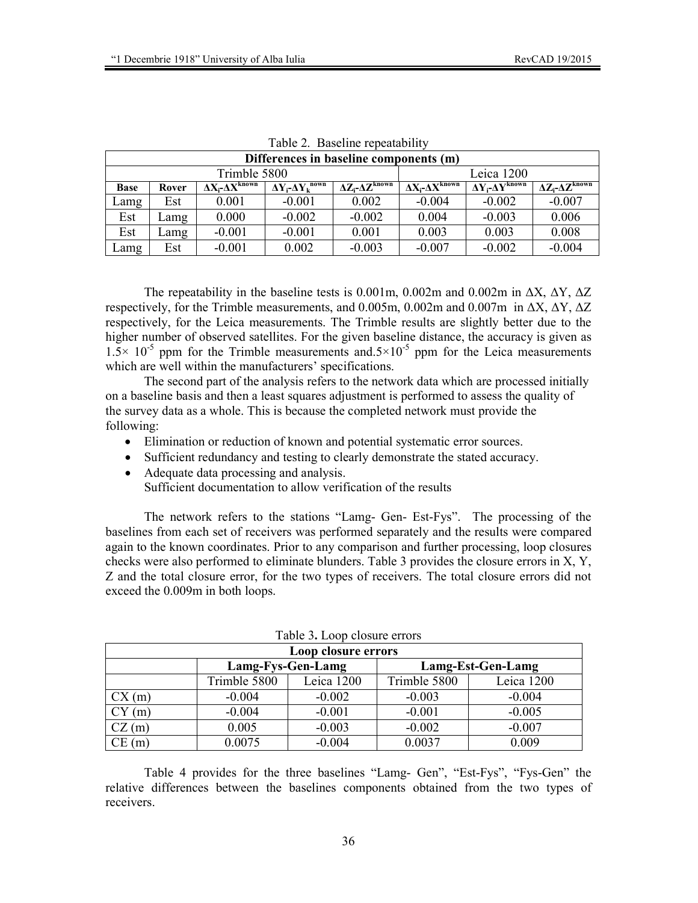Table 2. Baseline repeatability

| Differences in baseline components (m) | | | | | | | |
|---|---|---|---|---|---|---|---|
| | | Trimble 5800 | | | Leica 1200 | | |
| **Base** | **Rover** | $\Delta X_i$-$\Delta X^{known}$ | $\Delta Y_i$-$\Delta Y_k^{nown}$ | $\Delta Z_i$-$\Delta Z^{known}$ | $\Delta X_i$-$\Delta X^{known}$ | $\Delta Y_i$-$\Delta Y^{known}$ | $\Delta Z_i$-$\Delta Z^{known}$ |
| Lamg | Est | 0.001 | -0.001 | 0.002 | -0.004 | -0.002 | -0.007 |
| Est | Lamg | 0.000 | -0.002 | -0.002 | 0.004 | -0.003 | 0.006 |
| Est | Lamg | -0.001 | -0.001 | 0.001 | 0.003 | 0.003 | 0.008 |
| Lamg | Est | -0.001 | 0.002 | -0.003 | -0.007 | -0.002 | -0.004 |

The repeatability in the baseline tests is 0.001m, 0.002m and 0.002m in ΔX, ΔY, ΔZ respectively, for the Trimble measurements, and 0.005m, 0.002m and 0.007m in ΔX, ΔY, ΔZ respectively, for the Leica measurements. The Trimble results are slightly better due to the higher number of observed satellites. For the given baseline distance, the accuracy is given as $1.5\times 10^{-5}$ ppm for the Trimble measurements and.$5\times10^{-5}$ ppm for the Leica measurements which are well within the manufacturers' specifications.

The second part of the analysis refers to the network data which are processed initially on a baseline basis and then a least squares adjustment is performed to assess the quality of the survey data as a whole. This is because the completed network must provide the following:

- Elimination or reduction of known and potential systematic error sources.
- Sufficient redundancy and testing to clearly demonstrate the stated accuracy.
- Adequate data processing and analysis.
  Sufficient documentation to allow verification of the results

The network refers to the stations "Lamg- Gen- Est-Fys". The processing of the baselines from each set of receivers was performed separately and the results were compared again to the known coordinates. Prior to any comparison and further processing, loop closures checks were also performed to eliminate blunders. Table 3 provides the closure errors in X, Y, Z and the total closure error, for the two types of receivers. The total closure errors did not exceed the 0.009m in both loops.

Table 3**.** Loop closure errors

| **Loop closure errors** | | | | |
|---|---|---|---|---|
| | **Lamg-Fys-Gen-Lamg** | | **Lamg-Est-Gen-Lamg** | |
| | Trimble 5800 | Leica 1200 | Trimble 5800 | Leica 1200 |
| CX (m) | -0.004 | -0.002 | -0.003 | -0.004 |
| CY (m) | -0.004 | -0.001 | -0.001 | -0.005 |
| CZ (m) | 0.005 | -0.003 | -0.002 | -0.007 |
| CE (m) | 0.0075 | -0.004 | 0.0037 | 0.009 |

Table 4 provides for the three baselines "Lamg- Gen", "Est-Fys", "Fys-Gen" the relative differences between the baselines components obtained from the two types of receivers.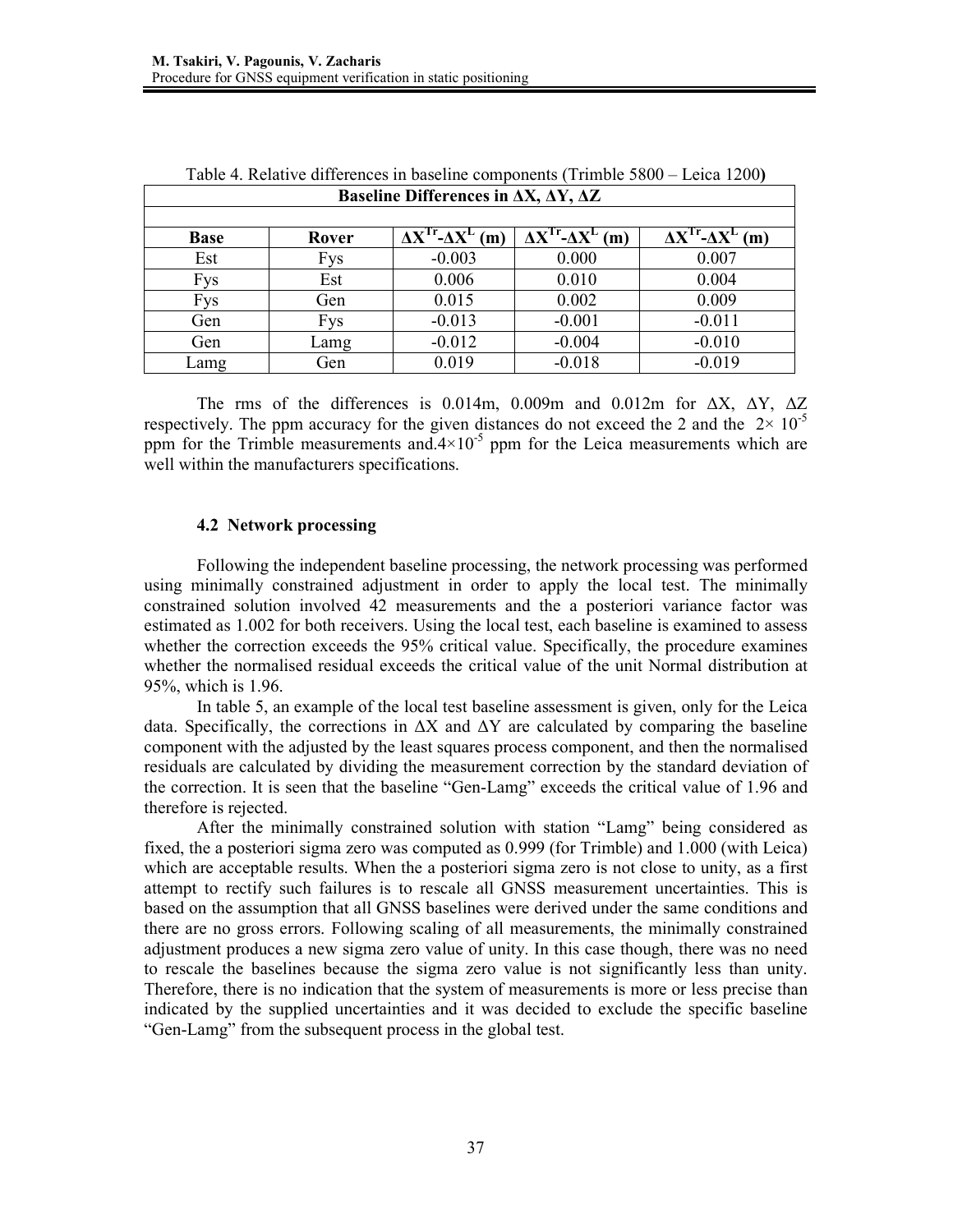Table 4. Relative differences in baseline components (Trimble 5800 – Leica 1200)

| Baseline Differences in $\Delta X$, $\Delta Y$, $\Delta Z$ | | | | |
|---|---|---|---|---|
| **Base** | **Rover** | $\Delta X^{Tr}$-$\Delta X^{L}$ (m) | $\Delta X^{Tr}$-$\Delta X^{L}$ (m) | $\Delta X^{Tr}$-$\Delta X^{L}$ (m) |
| Est | Fys | -0.003 | 0.000 | 0.007 |
| Fys | Est | 0.006 | 0.010 | 0.004 |
| Fys | Gen | 0.015 | 0.002 | 0.009 |
| Gen | Fys | -0.013 | -0.001 | -0.011 |
| Gen | Lamg | -0.012 | -0.004 | -0.010 |
| Lamg | Gen | 0.019 | -0.018 | -0.019 |

The rms of the differences is 0.014m, 0.009m and 0.012m for $\Delta X$, $\Delta Y$, $\Delta Z$ respectively. The ppm accuracy for the given distances do not exceed the 2 and the $2\times 10^{-5}$ ppm for the Trimble measurements and.$4\times10^{-5}$ ppm for the Leica measurements which are well within the manufacturers specifications.

### 4.2 Network processing

Following the independent baseline processing, the network processing was performed using minimally constrained adjustment in order to apply the local test. The minimally constrained solution involved 42 measurements and the a posteriori variance factor was estimated as 1.002 for both receivers. Using the local test, each baseline is examined to assess whether the correction exceeds the 95% critical value. Specifically, the procedure examines whether the normalised residual exceeds the critical value of the unit Normal distribution at 95%, which is 1.96.

In table 5, an example of the local test baseline assessment is given, only for the Leica data. Specifically, the corrections in $\Delta X$ and $\Delta Y$ are calculated by comparing the baseline component with the adjusted by the least squares process component, and then the normalised residuals are calculated by dividing the measurement correction by the standard deviation of the correction. It is seen that the baseline "Gen-Lamg" exceeds the critical value of 1.96 and therefore is rejected.

After the minimally constrained solution with station "Lamg" being considered as fixed, the a posteriori sigma zero was computed as 0.999 (for Trimble) and 1.000 (with Leica) which are acceptable results. When the a posteriori sigma zero is not close to unity, as a first attempt to rectify such failures is to rescale all GNSS measurement uncertainties. This is based on the assumption that all GNSS baselines were derived under the same conditions and there are no gross errors. Following scaling of all measurements, the minimally constrained adjustment produces a new sigma zero value of unity. In this case though, there was no need to rescale the baselines because the sigma zero value is not significantly less than unity. Therefore, there is no indication that the system of measurements is more or less precise than indicated by the supplied uncertainties and it was decided to exclude the specific baseline "Gen-Lamg" from the subsequent process in the global test.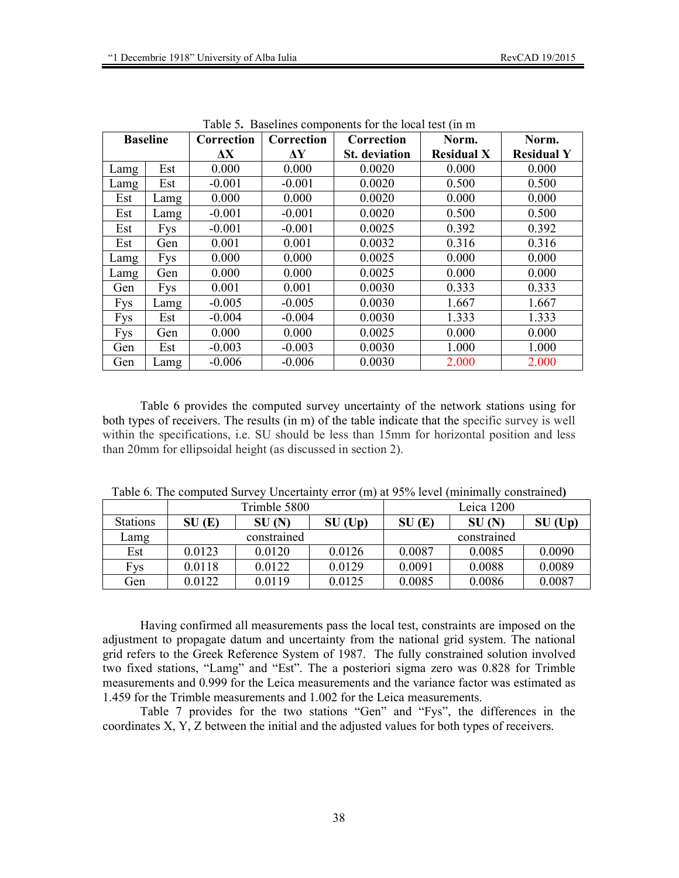Table 5. Baselines components for the local test (in m

| Baseline | | Correction ΔX | Correction ΔY | Correction St. deviation | Norm. Residual X | Norm. Residual Y |
|---|---|---|---|---|---|---|
| Lamg | Est | 0.000 | 0.000 | 0.0020 | 0.000 | 0.000 |
| Lamg | Est | -0.001 | -0.001 | 0.0020 | 0.500 | 0.500 |
| Est | Lamg | 0.000 | 0.000 | 0.0020 | 0.000 | 0.000 |
| Est | Lamg | -0.001 | -0.001 | 0.0020 | 0.500 | 0.500 |
| Est | Fys | -0.001 | -0.001 | 0.0025 | 0.392 | 0.392 |
| Est | Gen | 0.001 | 0.001 | 0.0032 | 0.316 | 0.316 |
| Lamg | Fys | 0.000 | 0.000 | 0.0025 | 0.000 | 0.000 |
| Lamg | Gen | 0.000 | 0.000 | 0.0025 | 0.000 | 0.000 |
| Gen | Fys | 0.001 | 0.001 | 0.0030 | 0.333 | 0.333 |
| Fys | Lamg | -0.005 | -0.005 | 0.0030 | 1.667 | 1.667 |
| Fys | Est | -0.004 | -0.004 | 0.0030 | 1.333 | 1.333 |
| Fys | Gen | 0.000 | 0.000 | 0.0025 | 0.000 | 0.000 |
| Gen | Est | -0.003 | -0.003 | 0.0030 | 1.000 | 1.000 |
| Gen | Lamg | -0.006 | -0.006 | 0.0030 | 2.000 | 2.000 |

Table 6 provides the computed survey uncertainty of the network stations using for both types of receivers. The results (in m) of the table indicate that the specific survey is well within the specifications, i.e. SU should be less than 15mm for horizontal position and less than 20mm for ellipsoidal height (as discussed in section 2).

Table 6. The computed Survey Uncertainty error (m) at 95% level (minimally constrained**)**

| | Trimble 5800 | | | Leica 1200 | | |
|---|---|---|---|---|---|---|
| Stations | **SU (E)** | **SU (N)** | **SU (Up)** | **SU (E)** | **SU (N)** | **SU (Up)** |
| Lamg | constrained | | | constrained | | |
| Est | 0.0123 | 0.0120 | 0.0126 | 0.0087 | 0.0085 | 0.0090 |
| Fys | 0.0118 | 0.0122 | 0.0129 | 0.0091 | 0.0088 | 0.0089 |
| Gen | 0.0122 | 0.0119 | 0.0125 | 0.0085 | 0.0086 | 0.0087 |

Having confirmed all measurements pass the local test, constraints are imposed on the adjustment to propagate datum and uncertainty from the national grid system. The national grid refers to the Greek Reference System of 1987. The fully constrained solution involved two fixed stations, “Lamg” and “Est”. The a posteriori sigma zero was 0.828 for Trimble measurements and 0.999 for the Leica measurements and the variance factor was estimated as 1.459 for the Trimble measurements and 1.002 for the Leica measurements.

Table 7 provides for the two stations “Gen” and “Fys”, the differences in the coordinates X, Y, Z between the initial and the adjusted values for both types of receivers.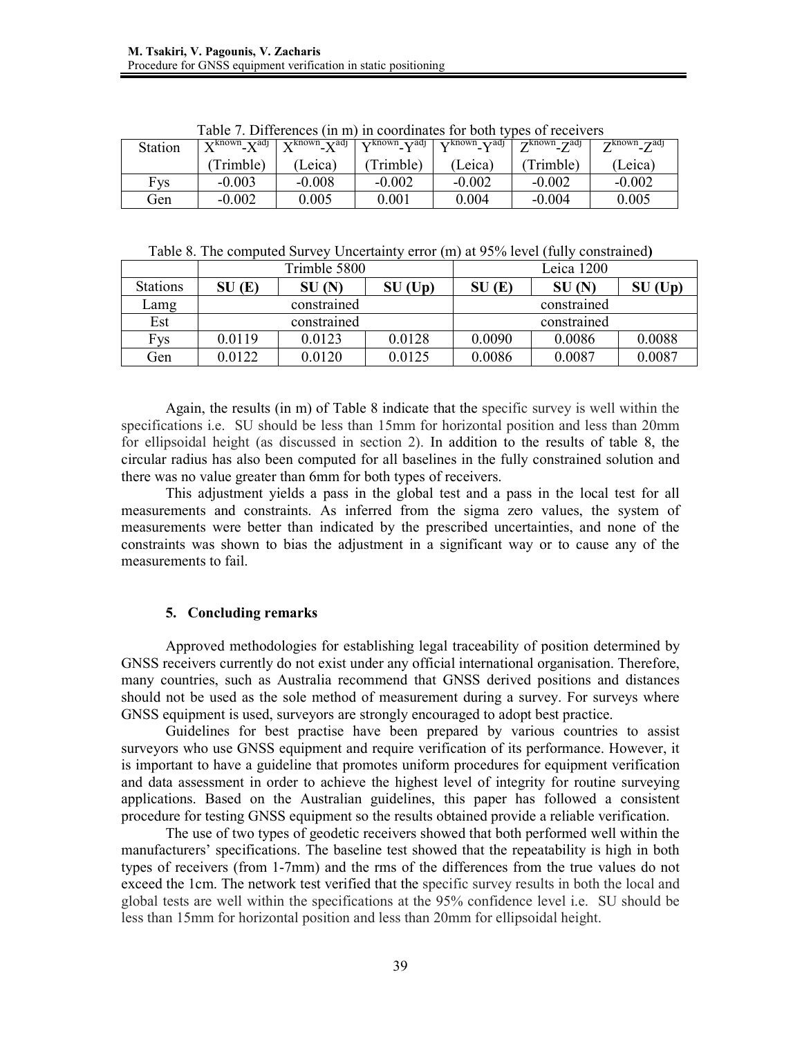Table 7. Differences (in m) in coordinates for both types of receivers

| Station | $X^{known}$-$X^{adj}$ (Trimble) | $X^{known}$-$X^{adj}$ (Leica) | $Y^{known}$-$Y^{adj}$ (Trimble) | $Y^{known}$-$Y^{adj}$ (Leica) | $Z^{known}$-$Z^{adj}$ (Trimble) | $Z^{known}$-$Z^{adj}$ (Leica) |
|---|---|---|---|---|---|---|
| Fys | -0.003 | -0.008 | -0.002 | -0.002 | -0.002 | -0.002 |
| Gen | -0.002 | 0.005 | 0.001 | 0.004 | -0.004 | 0.005 |

Table 8. The computed Survey Uncertainty error (m) at 95% level (fully constrained**)**

| | Trimble 5800 | | | Leica 1200 | | |
|---|---|---|---|---|---|---|
| Stations | **SU (E)** | **SU (N)** | **SU (Up)** | **SU (E)** | **SU (N)** | **SU (Up)** |
| Lamg | constrained | | | constrained | | |
| Est | constrained | | | constrained | | |
| Fys | 0.0119 | 0.0123 | 0.0128 | 0.0090 | 0.0086 | 0.0088 |
| Gen | 0.0122 | 0.0120 | 0.0125 | 0.0086 | 0.0087 | 0.0087 |

Again, the results (in m) of Table 8 indicate that the specific survey is well within the specifications i.e. SU should be less than 15mm for horizontal position and less than 20mm for ellipsoidal height (as discussed in section 2). In addition to the results of table 8, the circular radius has also been computed for all baselines in the fully constrained solution and there was no value greater than 6mm for both types of receivers.

This adjustment yields a pass in the global test and a pass in the local test for all measurements and constraints. As inferred from the sigma zero values, the system of measurements were better than indicated by the prescribed uncertainties, and none of the constraints was shown to bias the adjustment in a significant way or to cause any of the measurements to fail.

## 5. Concluding remarks

Approved methodologies for establishing legal traceability of position determined by GNSS receivers currently do not exist under any official international organisation. Therefore, many countries, such as Australia recommend that GNSS derived positions and distances should not be used as the sole method of measurement during a survey. For surveys where GNSS equipment is used, surveyors are strongly encouraged to adopt best practice.

Guidelines for best practise have been prepared by various countries to assist surveyors who use GNSS equipment and require verification of its performance. However, it is important to have a guideline that promotes uniform procedures for equipment verification and data assessment in order to achieve the highest level of integrity for routine surveying applications. Based on the Australian guidelines, this paper has followed a consistent procedure for testing GNSS equipment so the results obtained provide a reliable verification.

The use of two types of geodetic receivers showed that both performed well within the manufacturers' specifications. The baseline test showed that the repeatability is high in both types of receivers (from 1-7mm) and the rms of the differences from the true values do not exceed the 1cm. The network test verified that the specific survey results in both the local and global tests are well within the specifications at the 95% confidence level i.e. SU should be less than 15mm for horizontal position and less than 20mm for ellipsoidal height.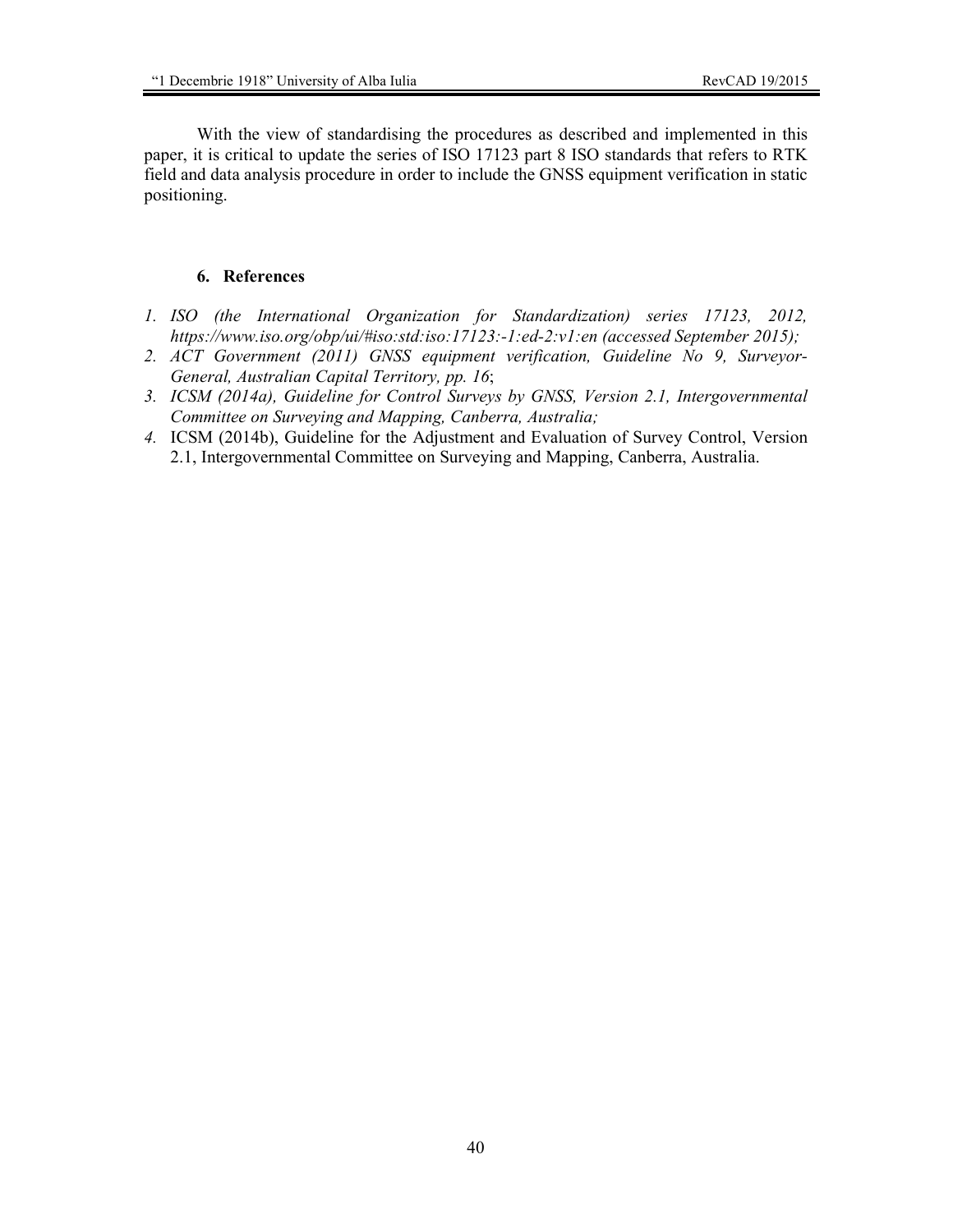With the view of standardising the procedures as described and implemented in this paper, it is critical to update the series of ISO 17123 part 8 ISO standards that refers to RTK field and data analysis procedure in order to include the GNSS equipment verification in static positioning.

## 6. References

1. *ISO (the International Organization for Standardization) series 17123, 2012, https://www.iso.org/obp/ui/#iso:std:iso:17123:-1:ed-2:v1:en (accessed September 2015);*
2. *ACT Government (2011) GNSS equipment verification, Guideline No 9, Surveyor-General, Australian Capital Territory, pp. 16*;
3. *ICSM (2014a), Guideline for Control Surveys by GNSS, Version 2.1, Intergovernmental Committee on Surveying and Mapping, Canberra, Australia;*
4. ICSM (2014b), Guideline for the Adjustment and Evaluation of Survey Control, Version 2.1, Intergovernmental Committee on Surveying and Mapping, Canberra, Australia.